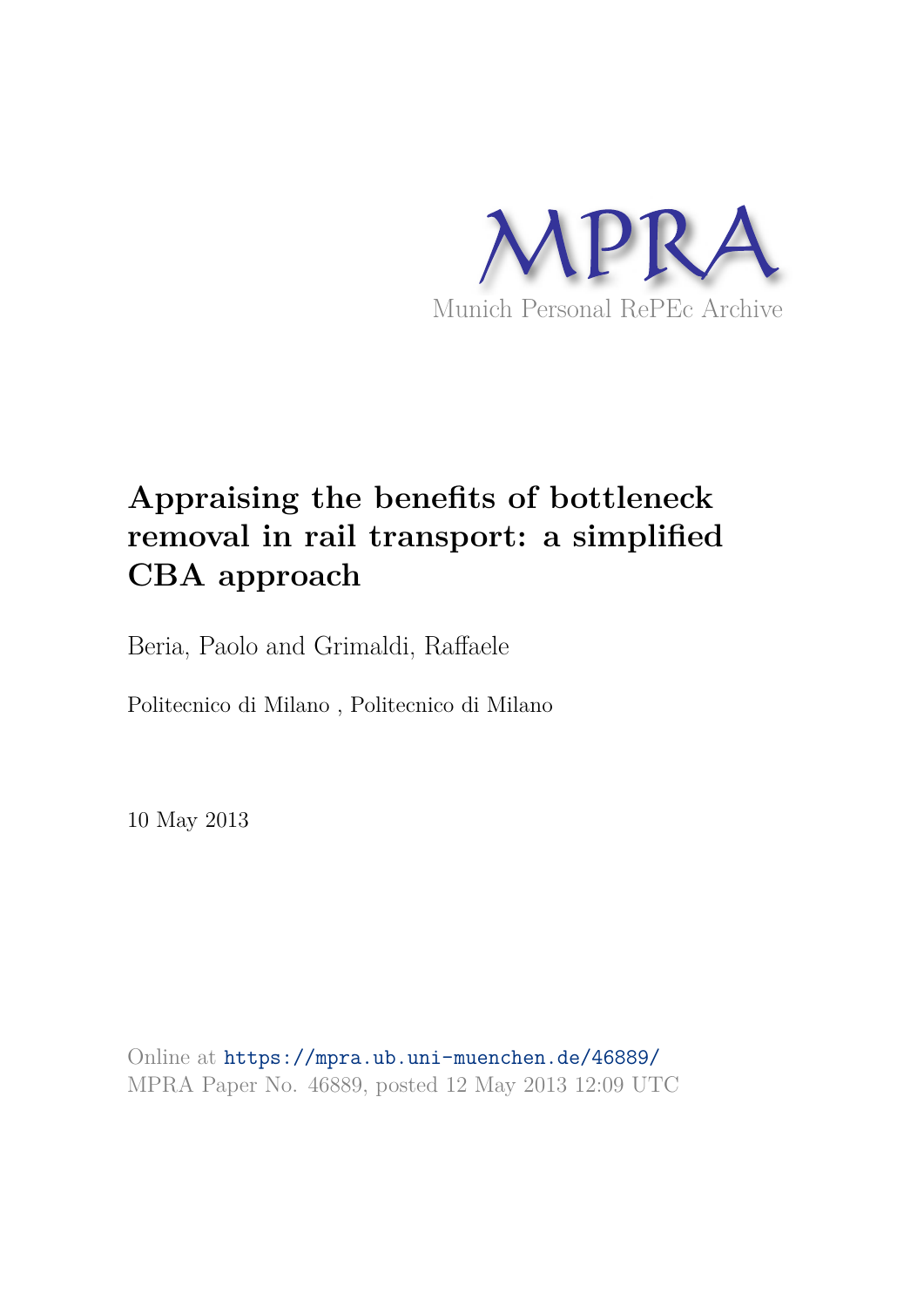MPRA

Munich Personal RePEc Archive

# Appraising the benefits of bottleneck removal in rail transport: a simplified CBA approach

Beria, Paolo and Grimaldi, Raffaele

Politecnico di Milano , Politecnico di Milano

10 May 2013

Online at https://mpra.ub.uni-muenchen.de/46889/
MPRA Paper No. 46889, posted 12 May 2013 12:09 UTC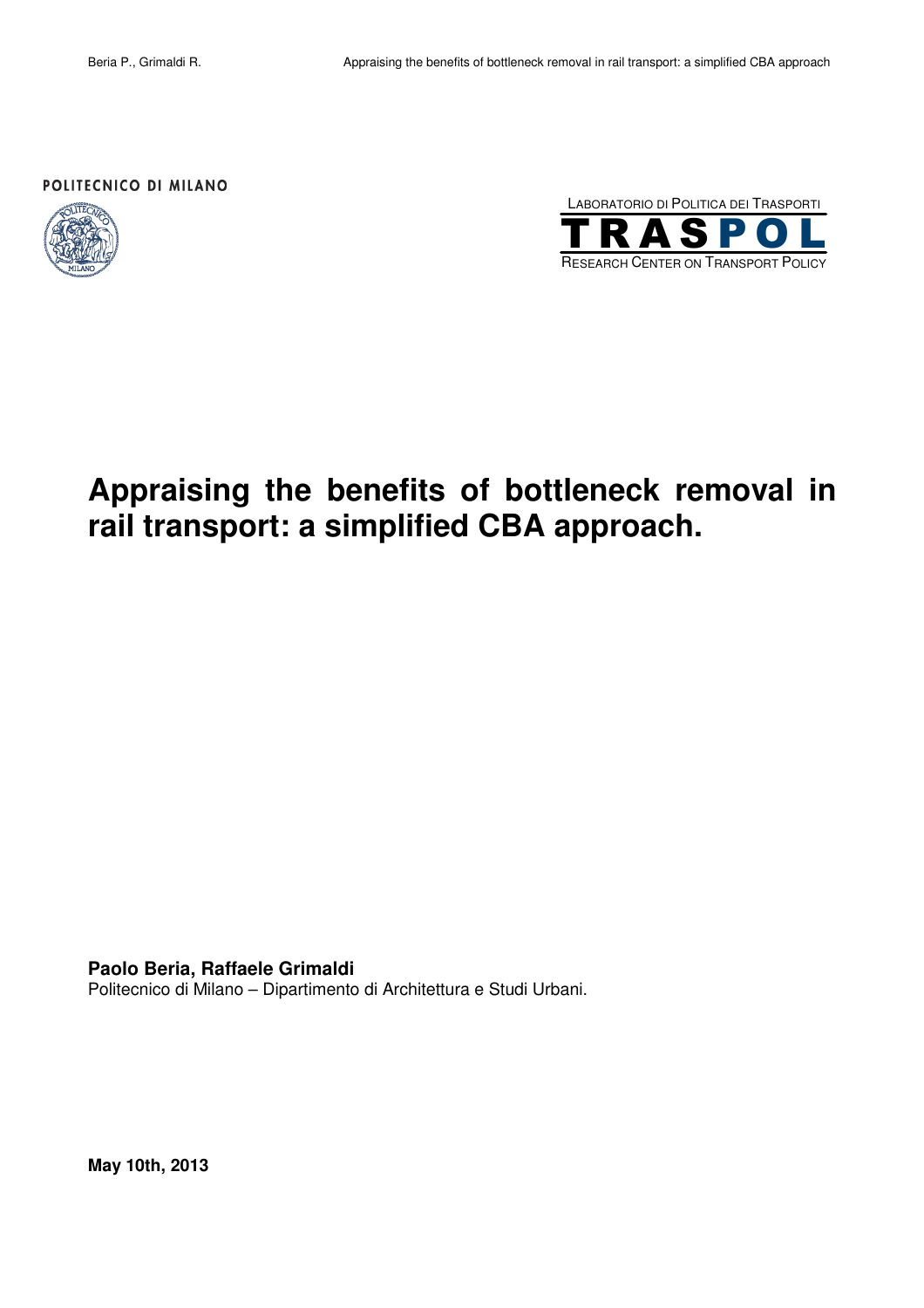POLITECNICO DI MILANO

LABORATORIO DI POLITICA DEI TRASPORTI

TRASPOL

RESEARCH CENTER ON TRANSPORT POLICY

# Appraising the benefits of bottleneck removal in rail transport: a simplified CBA approach.

**Paolo Beria, Raffaele Grimaldi**

Politecnico di Milano – Dipartimento di Architettura e Studi Urbani.

**May 10th, 2013**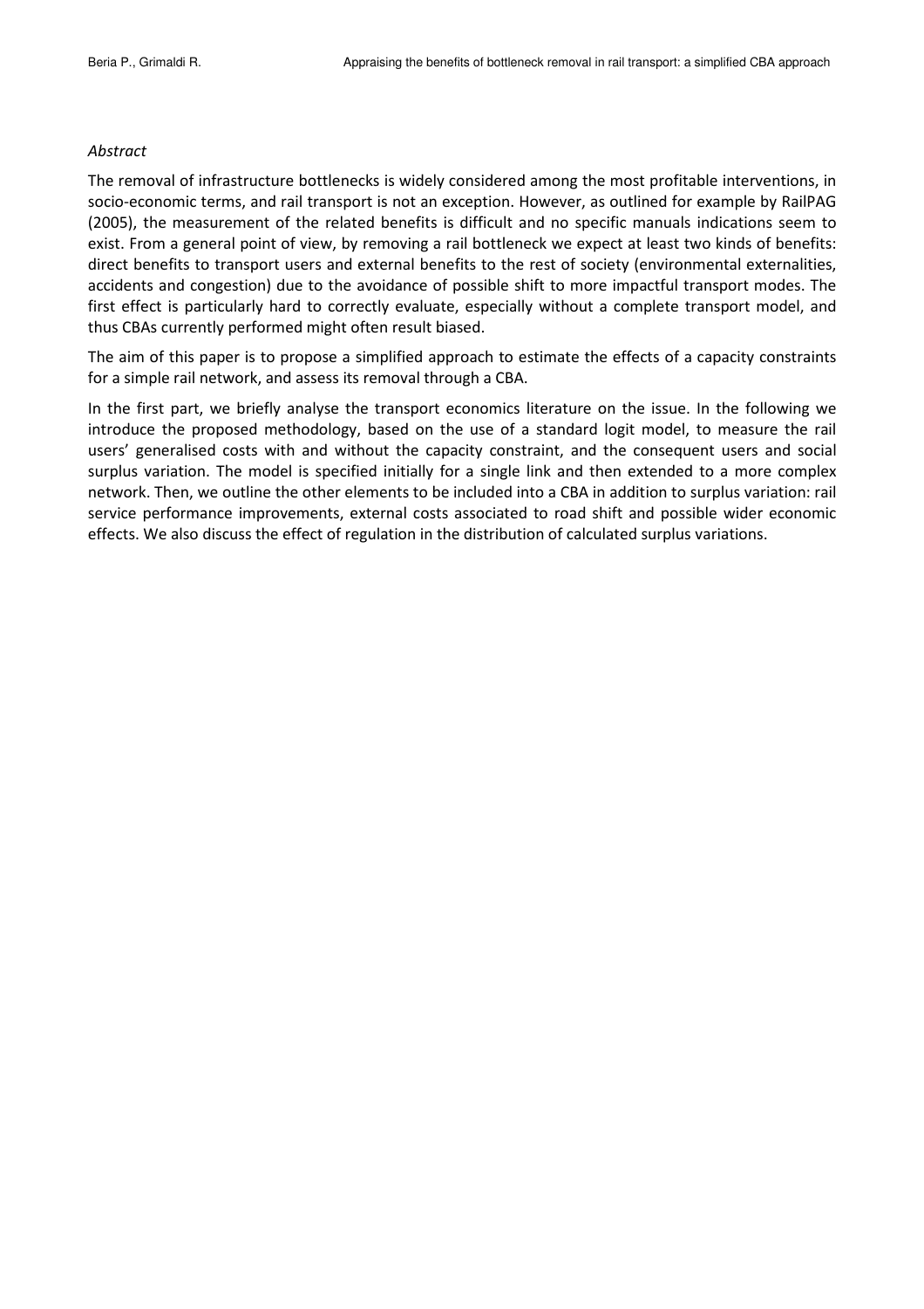*Abstract*

The removal of infrastructure bottlenecks is widely considered among the most profitable interventions, in socio-economic terms, and rail transport is not an exception. However, as outlined for example by RailPAG (2005), the measurement of the related benefits is difficult and no specific manuals indications seem to exist. From a general point of view, by removing a rail bottleneck we expect at least two kinds of benefits: direct benefits to transport users and external benefits to the rest of society (environmental externalities, accidents and congestion) due to the avoidance of possible shift to more impactful transport modes. The first effect is particularly hard to correctly evaluate, especially without a complete transport model, and thus CBAs currently performed might often result biased.

The aim of this paper is to propose a simplified approach to estimate the effects of a capacity constraints for a simple rail network, and assess its removal through a CBA.

In the first part, we briefly analyse the transport economics literature on the issue. In the following we introduce the proposed methodology, based on the use of a standard logit model, to measure the rail users' generalised costs with and without the capacity constraint, and the consequent users and social surplus variation. The model is specified initially for a single link and then extended to a more complex network. Then, we outline the other elements to be included into a CBA in addition to surplus variation: rail service performance improvements, external costs associated to road shift and possible wider economic effects. We also discuss the effect of regulation in the distribution of calculated surplus variations.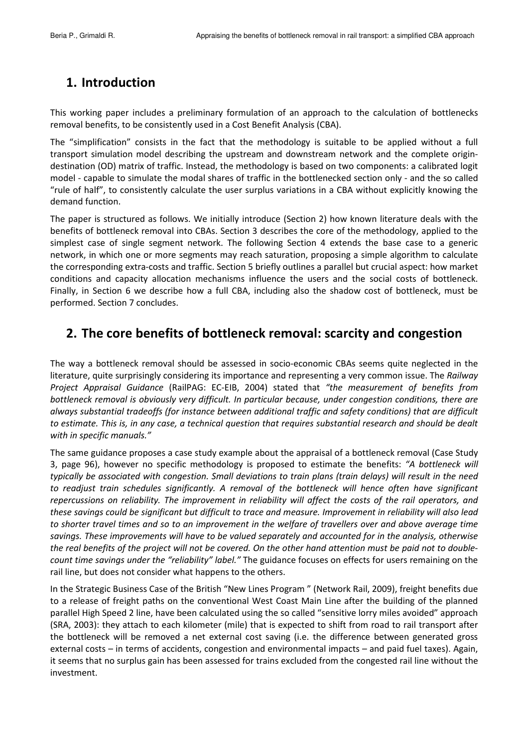# 1. Introduction

This working paper includes a preliminary formulation of an approach to the calculation of bottlenecks removal benefits, to be consistently used in a Cost Benefit Analysis (CBA).

The "simplification" consists in the fact that the methodology is suitable to be applied without a full transport simulation model describing the upstream and downstream network and the complete origin-destination (OD) matrix of traffic. Instead, the methodology is based on two components: a calibrated logit model - capable to simulate the modal shares of traffic in the bottlenecked section only - and the so called "rule of half", to consistently calculate the user surplus variations in a CBA without explicitly knowing the demand function.

The paper is structured as follows. We initially introduce (Section 2) how known literature deals with the benefits of bottleneck removal into CBAs. Section 3 describes the core of the methodology, applied to the simplest case of single segment network. The following Section 4 extends the base case to a generic network, in which one or more segments may reach saturation, proposing a simple algorithm to calculate the corresponding extra-costs and traffic. Section 5 briefly outlines a parallel but crucial aspect: how market conditions and capacity allocation mechanisms influence the users and the social costs of bottleneck. Finally, in Section 6 we describe how a full CBA, including also the shadow cost of bottleneck, must be performed. Section 7 concludes.

# 2. The core benefits of bottleneck removal: scarcity and congestion

The way a bottleneck removal should be assessed in socio-economic CBAs seems quite neglected in the literature, quite surprisingly considering its importance and representing a very common issue. The *Railway Project Appraisal Guidance* (RailPAG: EC-EIB, 2004) stated that *"the measurement of benefits from bottleneck removal is obviously very difficult. In particular because, under congestion conditions, there are always substantial tradeoffs (for instance between additional traffic and safety conditions) that are difficult to estimate. This is, in any case, a technical question that requires substantial research and should be dealt with in specific manuals."*

The same guidance proposes a case study example about the appraisal of a bottleneck removal (Case Study 3, page 96), however no specific methodology is proposed to estimate the benefits: *"A bottleneck will typically be associated with congestion. Small deviations to train plans (train delays) will result in the need to readjust train schedules significantly. A removal of the bottleneck will hence often have significant repercussions on reliability. The improvement in reliability will affect the costs of the rail operators, and these savings could be significant but difficult to trace and measure. Improvement in reliability will also lead to shorter travel times and so to an improvement in the welfare of travellers over and above average time savings. These improvements will have to be valued separately and accounted for in the analysis, otherwise the real benefits of the project will not be covered. On the other hand attention must be paid not to double-count time savings under the "reliability" label."* The guidance focuses on effects for users remaining on the rail line, but does not consider what happens to the others.

In the Strategic Business Case of the British "New Lines Program " (Network Rail, 2009), freight benefits due to a release of freight paths on the conventional West Coast Main Line after the building of the planned parallel High Speed 2 line, have been calculated using the so called "sensitive lorry miles avoided" approach (SRA, 2003): they attach to each kilometer (mile) that is expected to shift from road to rail transport after the bottleneck will be removed a net external cost saving (i.e. the difference between generated gross external costs – in terms of accidents, congestion and environmental impacts – and paid fuel taxes). Again, it seems that no surplus gain has been assessed for trains excluded from the congested rail line without the investment.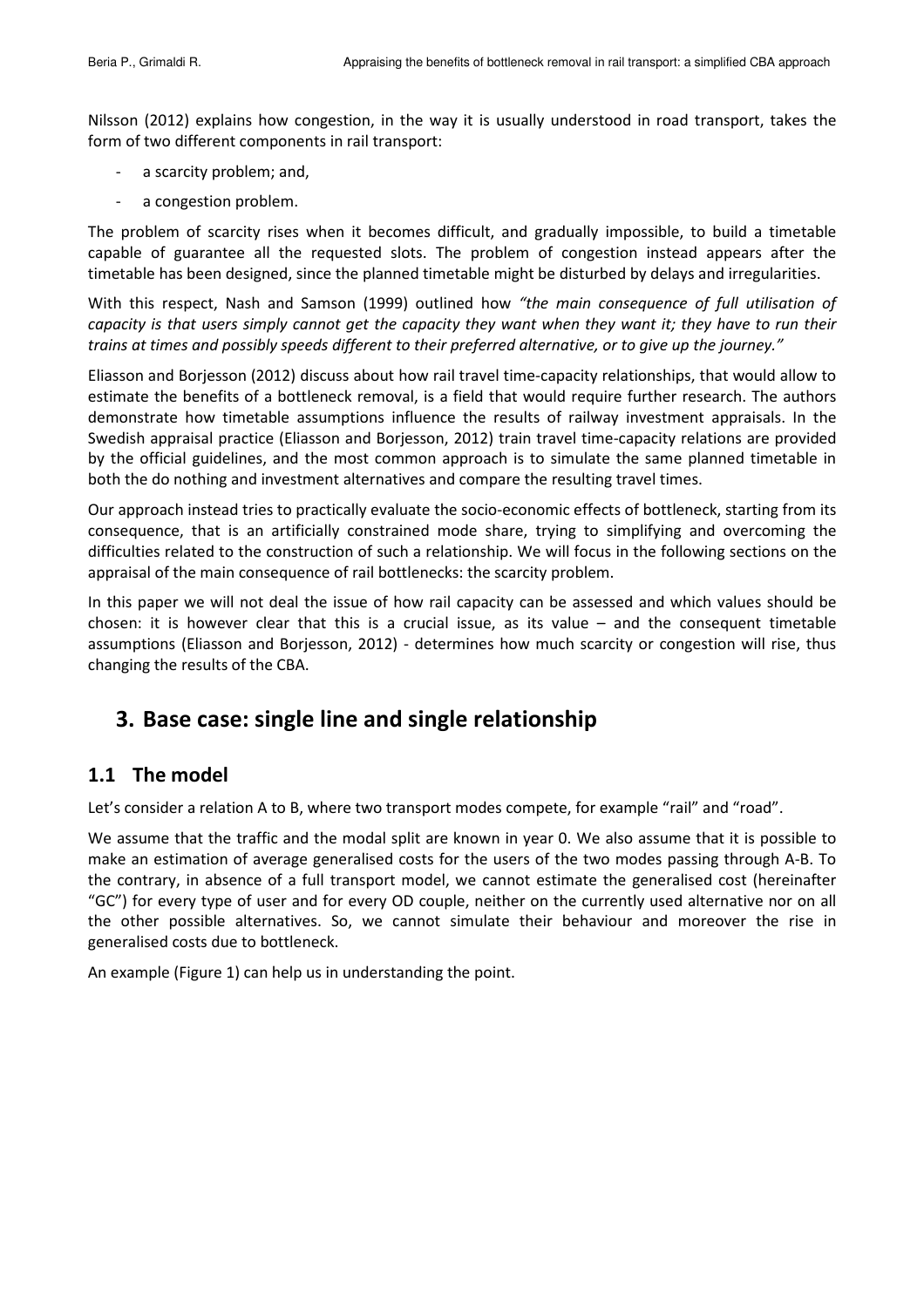Nilsson (2012) explains how congestion, in the way it is usually understood in road transport, takes the form of two different components in rail transport:

- a scarcity problem; and,
- a congestion problem.

The problem of scarcity rises when it becomes difficult, and gradually impossible, to build a timetable capable of guarantee all the requested slots. The problem of congestion instead appears after the timetable has been designed, since the planned timetable might be disturbed by delays and irregularities.

With this respect, Nash and Samson (1999) outlined how *"the main consequence of full utilisation of capacity is that users simply cannot get the capacity they want when they want it; they have to run their trains at times and possibly speeds different to their preferred alternative, or to give up the journey."*

Eliasson and Borjesson (2012) discuss about how rail travel time-capacity relationships, that would allow to estimate the benefits of a bottleneck removal, is a field that would require further research. The authors demonstrate how timetable assumptions influence the results of railway investment appraisals. In the Swedish appraisal practice (Eliasson and Borjesson, 2012) train travel time-capacity relations are provided by the official guidelines, and the most common approach is to simulate the same planned timetable in both the do nothing and investment alternatives and compare the resulting travel times.

Our approach instead tries to practically evaluate the socio-economic effects of bottleneck, starting from its consequence, that is an artificially constrained mode share, trying to simplifying and overcoming the difficulties related to the construction of such a relationship. We will focus in the following sections on the appraisal of the main consequence of rail bottlenecks: the scarcity problem.

In this paper we will not deal the issue of how rail capacity can be assessed and which values should be chosen: it is however clear that this is a crucial issue, as its value – and the consequent timetable assumptions (Eliasson and Borjesson, 2012) - determines how much scarcity or congestion will rise, thus changing the results of the CBA.

# 3. Base case: single line and single relationship

## 1.1 The model

Let's consider a relation A to B, where two transport modes compete, for example "rail" and "road".

We assume that the traffic and the modal split are known in year 0. We also assume that it is possible to make an estimation of average generalised costs for the users of the two modes passing through A-B. To the contrary, in absence of a full transport model, we cannot estimate the generalised cost (hereinafter "GC") for every type of user and for every OD couple, neither on the currently used alternative nor on all the other possible alternatives. So, we cannot simulate their behaviour and moreover the rise in generalised costs due to bottleneck.

An example (Figure 1) can help us in understanding the point.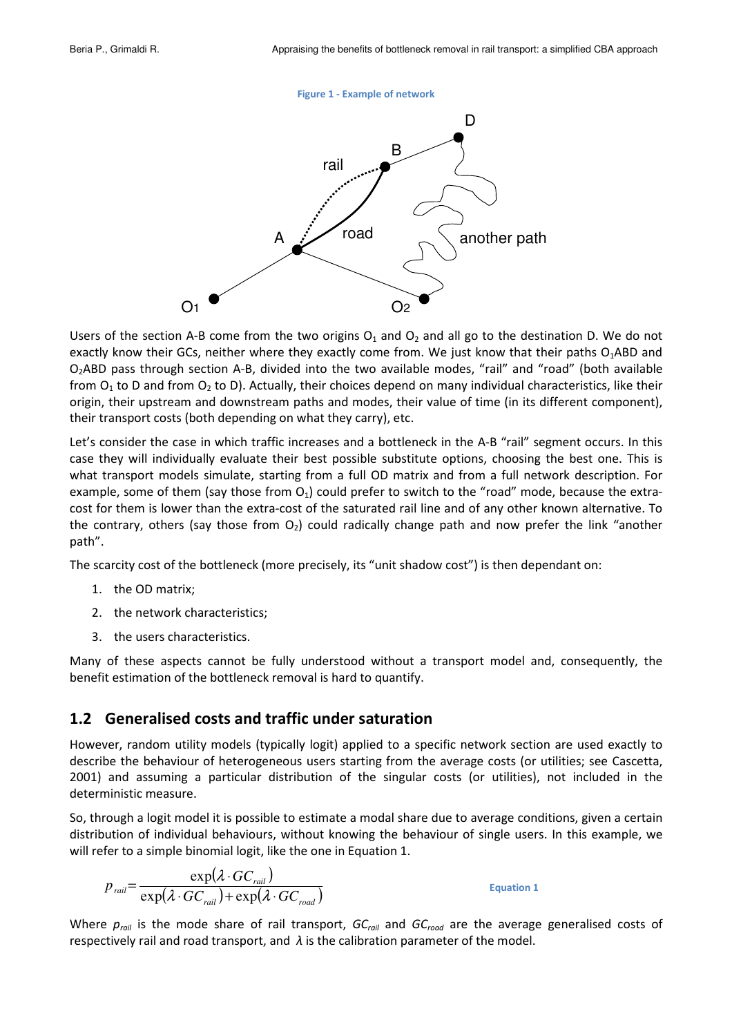**Figure 1 - Example of network**

Users of the section A-B come from the two origins $O_1$ and $O_2$ and all go to the destination D. We do not exactly know their GCs, neither where they exactly come from. We just know that their paths $O_1$ABD and $O_2$ABD pass through section A-B, divided into the two available modes, "rail" and "road" (both available from $O_1$ to D and from $O_2$ to D). Actually, their choices depend on many individual characteristics, like their origin, their upstream and downstream paths and modes, their value of time (in its different component), their transport costs (both depending on what they carry), etc.

Let's consider the case in which traffic increases and a bottleneck in the A-B "rail" segment occurs. In this case they will individually evaluate their best possible substitute options, choosing the best one. This is what transport models simulate, starting from a full OD matrix and from a full network description. For example, some of them (say those from $O_1$) could prefer to switch to the "road" mode, because the extra-cost for them is lower than the extra-cost of the saturated rail line and of any other known alternative. To the contrary, others (say those from $O_2$) could radically change path and now prefer the link "another path".

The scarcity cost of the bottleneck (more precisely, its "unit shadow cost") is then dependant on:

1. the OD matrix;
2. the network characteristics;
3. the users characteristics.

Many of these aspects cannot be fully understood without a transport model and, consequently, the benefit estimation of the bottleneck removal is hard to quantify.

## 1.2 Generalised costs and traffic under saturation

However, random utility models (typically logit) applied to a specific network section are used exactly to describe the behaviour of heterogeneous users starting from the average costs (or utilities; see Cascetta, 2001) and assuming a particular distribution of the singular costs (or utilities), not included in the deterministic measure.

So, through a logit model it is possible to estimate a modal share due to average conditions, given a certain distribution of individual behaviours, without knowing the behaviour of single users. In this example, we will refer to a simple binomial logit, like the one in Equation 1.

$$p_{rail} = \frac{\exp(\lambda \cdot GC_{rail})}{\exp(\lambda \cdot GC_{rail}) + \exp(\lambda \cdot GC_{road})} \qquad \text{Equation 1}$$

Where $p_{rail}$ is the mode share of rail transport, $GC_{rail}$ and $GC_{road}$ are the average generalised costs of respectively rail and road transport, and $\lambda$ is the calibration parameter of the model.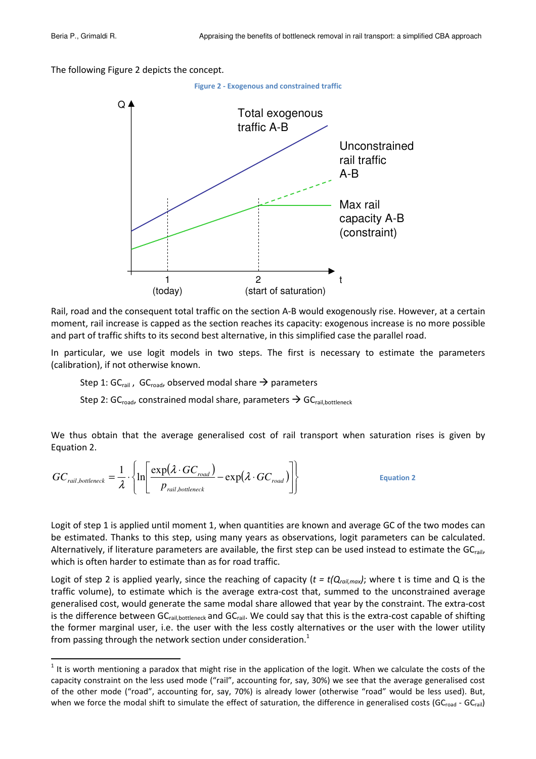The following Figure 2 depicts the concept.

Figure 2 - Exogenous and constrained traffic

Rail, road and the consequent total traffic on the section A-B would exogenously rise. However, at a certain moment, rail increase is capped as the section reaches its capacity: exogenous increase is no more possible and part of traffic shifts to its second best alternative, in this simplified case the parallel road.

In particular, we use logit models in two steps. The first is necessary to estimate the parameters (calibration), if not otherwise known.

Step 1: $GC_{rail}$ , $GC_{road}$, observed modal share → parameters

Step 2: $GC_{road}$, constrained modal share, parameters → $GC_{rail,bottleneck}$

We thus obtain that the average generalised cost of rail transport when saturation rises is given by Equation 2.

$$GC_{rail,bottleneck} = \frac{1}{\lambda} \cdot \left\{ \ln\left[ \frac{\exp(\lambda \cdot GC_{road})}{p_{rail,bottleneck}} - \exp(\lambda \cdot GC_{road}) \right] \right\} \qquad \text{Equation 2}$$

Logit of step 1 is applied until moment 1, when quantities are known and average GC of the two modes can be estimated. Thanks to this step, using many years as observations, logit parameters can be calculated. Alternatively, if literature parameters are available, the first step can be used instead to estimate the $GC_{rail}$, which is often harder to estimate than as for road traffic.

Logit of step 2 is applied yearly, since the reaching of capacity ($t = t(Q_{rail,max})$; where t is time and Q is the traffic volume), to estimate which is the average extra-cost that, summed to the unconstrained average generalised cost, would generate the same modal share allowed that year by the constraint. The extra-cost is the difference between $GC_{rail,bottleneck}$ and $GC_{rail}$. We could say that this is the extra-cost capable of shifting the former marginal user, i.e. the user with the less costly alternatives or the user with the lower utility from passing through the network section under consideration.[1]

[1] It is worth mentioning a paradox that might rise in the application of the logit. When we calculate the costs of the capacity constraint on the less used mode ("rail", accounting for, say, 30%) we see that the average generalised cost of the other mode ("road", accounting for, say, 70%) is already lower (otherwise "road" would be less used). But, when we force the modal shift to simulate the effect of saturation, the difference in generalised costs ($GC_{road}$ - $GC_{rail}$)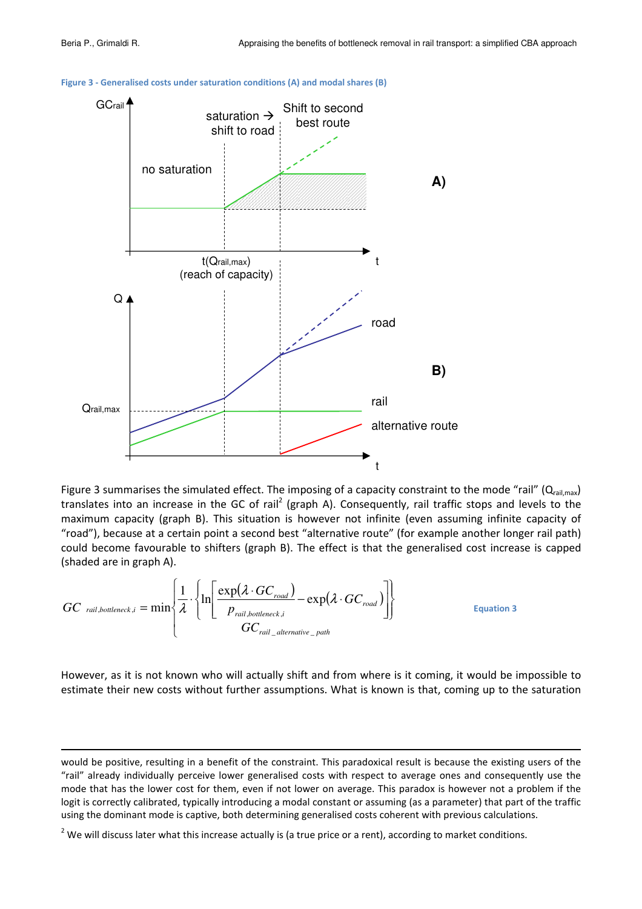Figure 3 - Generalised costs under saturation conditions (A) and modal shares (B)

Figure 3 summarises the simulated effect. The imposing of a capacity constraint to the mode "rail" ($Q_{rail,max}$) translates into an increase in the GC of rail[2] (graph A). Consequently, rail traffic stops and levels to the maximum capacity (graph B). This situation is however not infinite (even assuming infinite capacity of "road"), because at a certain point a second best "alternative route" (for example another longer rail path) could become favourable to shifters (graph B). The effect is that the generalised cost increase is capped (shaded are in graph A).

$$GC_{rail,bottleneck,i} = \min\left\{ \begin{array}{c} \dfrac{1}{\lambda} \cdot \left\{ \ln\left[ \dfrac{\exp(\lambda \cdot GC_{road})}{p_{rail,bottleneck,i}} - \exp(\lambda \cdot GC_{road}) \right] \right\} \\ GC_{rail\_alternative\_path} \end{array} \right\} \quad \text{Equation 3}$$

However, as it is not known who will actually shift and from where is it coming, it would be impossible to estimate their new costs without further assumptions. What is known is that, coming up to the saturation

---

would be positive, resulting in a benefit of the constraint. This paradoxical result is because the existing users of the "rail" already individually perceive lower generalised costs with respect to average ones and consequently use the mode that has the lower cost for them, even if not lower on average. This paradox is however not a problem if the logit is correctly calibrated, typically introducing a modal constant or assuming (as a parameter) that part of the traffic using the dominant mode is captive, both determining generalised costs coherent with previous calculations.

[2] We will discuss later what this increase actually is (a true price or a rent), according to market conditions.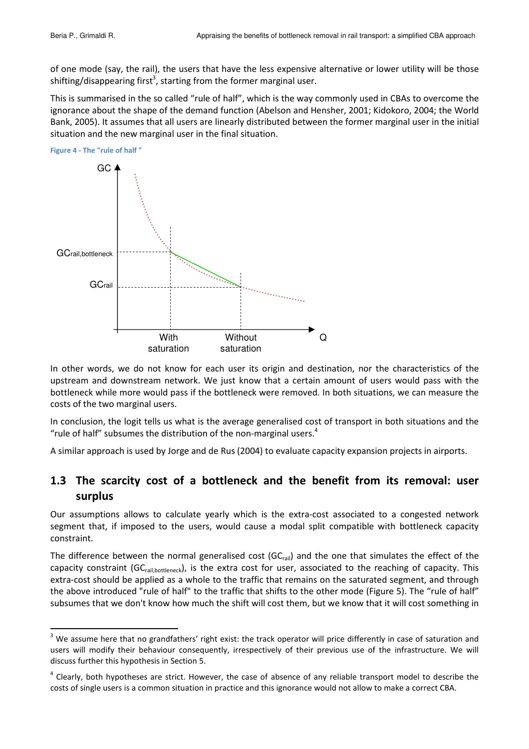of one mode (say, the rail), the users that have the less expensive alternative or lower utility will be those shifting/disappearing first[3], starting from the former marginal user.

This is summarised in the so called "rule of half", which is the way commonly used in CBAs to overcome the ignorance about the shape of the demand function (Abelson and Hensher, 2001; Kidokoro, 2004; the World Bank, 2005). It assumes that all users are linearly distributed between the former marginal user in the initial situation and the new marginal user in the final situation.

Figure 4 - The "rule of half "

In other words, we do not know for each user its origin and destination, nor the characteristics of the upstream and downstream network. We just know that a certain amount of users would pass with the bottleneck while more would pass if the bottleneck were removed. In both situations, we can measure the costs of the two marginal users.

In conclusion, the logit tells us what is the average generalised cost of transport in both situations and the "rule of half" subsumes the distribution of the non-marginal users.[4]

A similar approach is used by Jorge and de Rus (2004) to evaluate capacity expansion projects in airports.

## 1.3 The scarcity cost of a bottleneck and the benefit from its removal: user surplus

Our assumptions allows to calculate yearly which is the extra-cost associated to a congested network segment that, if imposed to the users, would cause a modal split compatible with bottleneck capacity constraint.

The difference between the normal generalised cost ($GC_{rail}$) and the one that simulates the effect of the capacity constraint ($GC_{rail,bottleneck}$), is the extra cost for user, associated to the reaching of capacity. This extra-cost should be applied as a whole to the traffic that remains on the saturated segment, and through the above introduced "rule of half" to the traffic that shifts to the other mode (Figure 5). The "rule of half" subsumes that we don't know how much the shift will cost them, but we know that it will cost something in

[3] We assume here that no grandfathers' right exist: the track operator will price differently in case of saturation and users will modify their behaviour consequently, irrespectively of their previous use of the infrastructure. We will discuss further this hypothesis in Section 5.

[4] Clearly, both hypotheses are strict. However, the case of absence of any reliable transport model to describe the costs of single users is a common situation in practice and this ignorance would not allow to make a correct CBA.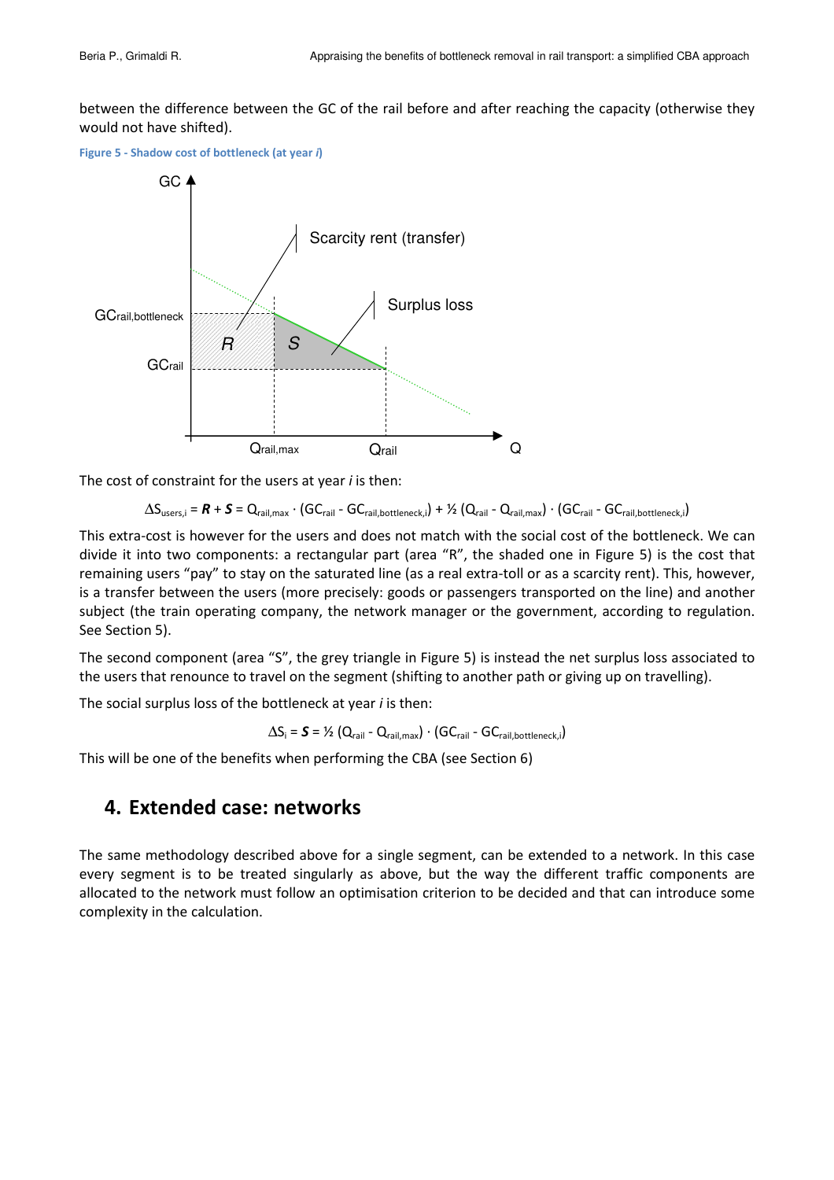between the difference between the GC of the rail before and after reaching the capacity (otherwise they would not have shifted).

Figure 5 - Shadow cost of bottleneck (at year *i*)

The cost of constraint for the users at year *i* is then:

$$\Delta S_{users,i} = \boldsymbol{R} + \boldsymbol{S} = Q_{rail,max} \cdot (GC_{rail} - GC_{rail,bottleneck,i}) + ½ \, (Q_{rail} - Q_{rail,max}) \cdot (GC_{rail} - GC_{rail,bottleneck,i})$$

This extra-cost is however for the users and does not match with the social cost of the bottleneck. We can divide it into two components: a rectangular part (area "R", the shaded one in Figure 5) is the cost that remaining users "pay" to stay on the saturated line (as a real extra-toll or as a scarcity rent). This, however, is a transfer between the users (more precisely: goods or passengers transported on the line) and another subject (the train operating company, the network manager or the government, according to regulation. See Section 5).

The second component (area "S", the grey triangle in Figure 5) is instead the net surplus loss associated to the users that renounce to travel on the segment (shifting to another path or giving up on travelling).

The social surplus loss of the bottleneck at year *i* is then:

$$\Delta S_i = \boldsymbol{S} = ½ \, (Q_{rail} - Q_{rail,max}) \cdot (GC_{rail} - GC_{rail,bottleneck,i})$$

This will be one of the benefits when performing the CBA (see Section 6)

## 4. Extended case: networks

The same methodology described above for a single segment, can be extended to a network. In this case every segment is to be treated singularly as above, but the way the different traffic components are allocated to the network must follow an optimisation criterion to be decided and that can introduce some complexity in the calculation.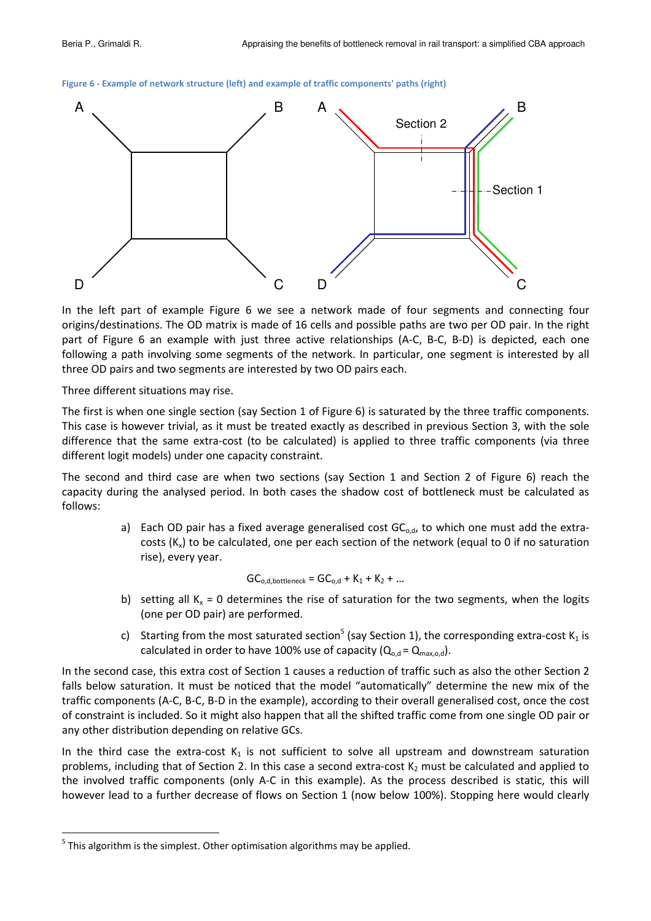Figure 6 - Example of network structure (left) and example of traffic components' paths (right)

In the left part of example Figure 6 we see a network made of four segments and connecting four origins/destinations. The OD matrix is made of 16 cells and possible paths are two per OD pair. In the right part of Figure 6 an example with just three active relationships (A-C, B-C, B-D) is depicted, each one following a path involving some segments of the network. In particular, one segment is interested by all three OD pairs and two segments are interested by two OD pairs each.

Three different situations may rise.

The first is when one single section (say Section 1 of Figure 6) is saturated by the three traffic components. This case is however trivial, as it must be treated exactly as described in previous Section 3, with the sole difference that the same extra-cost (to be calculated) is applied to three traffic components (via three different logit models) under one capacity constraint.

The second and third case are when two sections (say Section 1 and Section 2 of Figure 6) reach the capacity during the analysed period. In both cases the shadow cost of bottleneck must be calculated as follows:

a) Each OD pair has a fixed average generalised cost $GC_{o,d}$, to which one must add the extra-costs ($K_x$) to be calculated, one per each section of the network (equal to 0 if no saturation rise), every year.

$$GC_{o,d,bottleneck} = GC_{o,d} + K_1 + K_2 + \ldots$$

b) setting all $K_x = 0$ determines the rise of saturation for the two segments, when the logits (one per OD pair) are performed.

c) Starting from the most saturated section[5] (say Section 1), the corresponding extra-cost $K_1$ is calculated in order to have 100% use of capacity ($Q_{o,d} = Q_{max,o,d}$).

In the second case, this extra cost of Section 1 causes a reduction of traffic such as also the other Section 2 falls below saturation. It must be noticed that the model "automatically" determine the new mix of the traffic components (A-C, B-C, B-D in the example), according to their overall generalised cost, once the cost of constraint is included. So it might also happen that all the shifted traffic come from one single OD pair or any other distribution depending on relative GCs.

In the third case the extra-cost $K_1$ is not sufficient to solve all upstream and downstream saturation problems, including that of Section 2. In this case a second extra-cost $K_2$ must be calculated and applied to the involved traffic components (only A-C in this example). As the process described is static, this will however lead to a further decrease of flows on Section 1 (now below 100%). Stopping here would clearly

[5] This algorithm is the simplest. Other optimisation algorithms may be applied.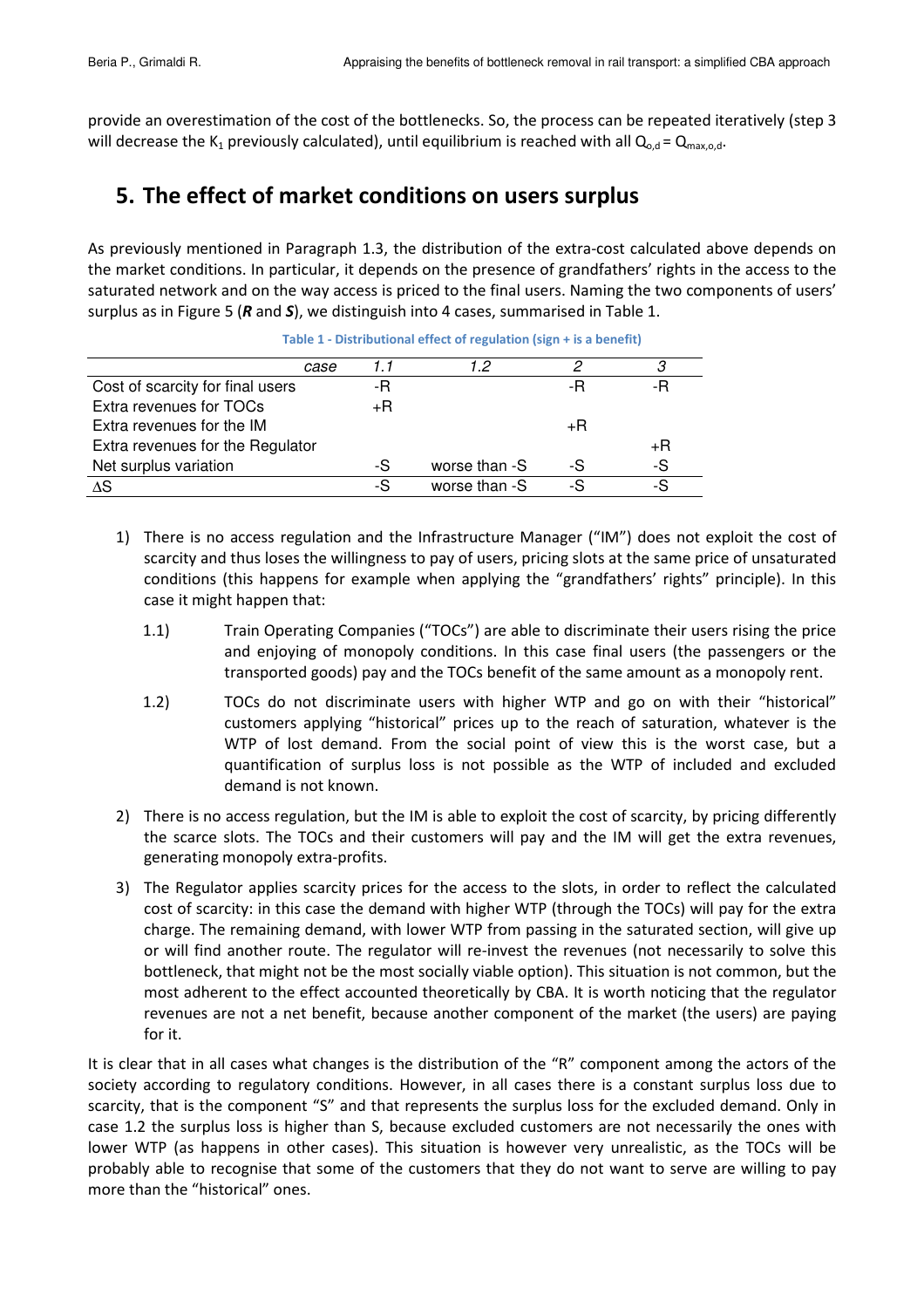provide an overestimation of the cost of the bottlenecks. So, the process can be repeated iteratively (step 3 will decrease the $K_1$ previously calculated), until equilibrium is reached with all $Q_{o,d} = Q_{max,o,d}$.

# 5. The effect of market conditions on users surplus

As previously mentioned in Paragraph 1.3, the distribution of the extra-cost calculated above depends on the market conditions. In particular, it depends on the presence of grandfathers' rights in the access to the saturated network and on the way access is priced to the final users. Naming the two components of users' surplus as in Figure 5 (***R*** and ***S***), we distinguish into 4 cases, summarised in Table 1.

Table 1 - Distributional effect of regulation (sign + is a benefit)

| *case* | *1.1* | *1.2* | *2* | *3* |
|---|---|---|---|---|
| Cost of scarcity for final users | -R | | -R | -R |
| Extra revenues for TOCs | +R | | | |
| Extra revenues for the IM | | | +R | |
| Extra revenues for the Regulator | | | | +R |
| Net surplus variation | -S | worse than -S | -S | -S |
| $\Delta$S | -S | worse than -S | -S | -S |

1) There is no access regulation and the Infrastructure Manager ("IM") does not exploit the cost of scarcity and thus loses the willingness to pay of users, pricing slots at the same price of unsaturated conditions (this happens for example when applying the "grandfathers' rights" principle). In this case it might happen that:

    1.1) Train Operating Companies ("TOCs") are able to discriminate their users rising the price and enjoying of monopoly conditions. In this case final users (the passengers or the transported goods) pay and the TOCs benefit of the same amount as a monopoly rent.

    1.2) TOCs do not discriminate users with higher WTP and go on with their "historical" customers applying "historical" prices up to the reach of saturation, whatever is the WTP of lost demand. From the social point of view this is the worst case, but a quantification of surplus loss is not possible as the WTP of included and excluded demand is not known.

2) There is no access regulation, but the IM is able to exploit the cost of scarcity, by pricing differently the scarce slots. The TOCs and their customers will pay and the IM will get the extra revenues, generating monopoly extra-profits.

3) The Regulator applies scarcity prices for the access to the slots, in order to reflect the calculated cost of scarcity: in this case the demand with higher WTP (through the TOCs) will pay for the extra charge. The remaining demand, with lower WTP from passing in the saturated section, will give up or will find another route. The regulator will re-invest the revenues (not necessarily to solve this bottleneck, that might not be the most socially viable option). This situation is not common, but the most adherent to the effect accounted theoretically by CBA. It is worth noticing that the regulator revenues are not a net benefit, because another component of the market (the users) are paying for it.

It is clear that in all cases what changes is the distribution of the "R" component among the actors of the society according to regulatory conditions. However, in all cases there is a constant surplus loss due to scarcity, that is the component "S" and that represents the surplus loss for the excluded demand. Only in case 1.2 the surplus loss is higher than S, because excluded customers are not necessarily the ones with lower WTP (as happens in other cases). This situation is however very unrealistic, as the TOCs will be probably able to recognise that some of the customers that they do not want to serve are willing to pay more than the "historical" ones.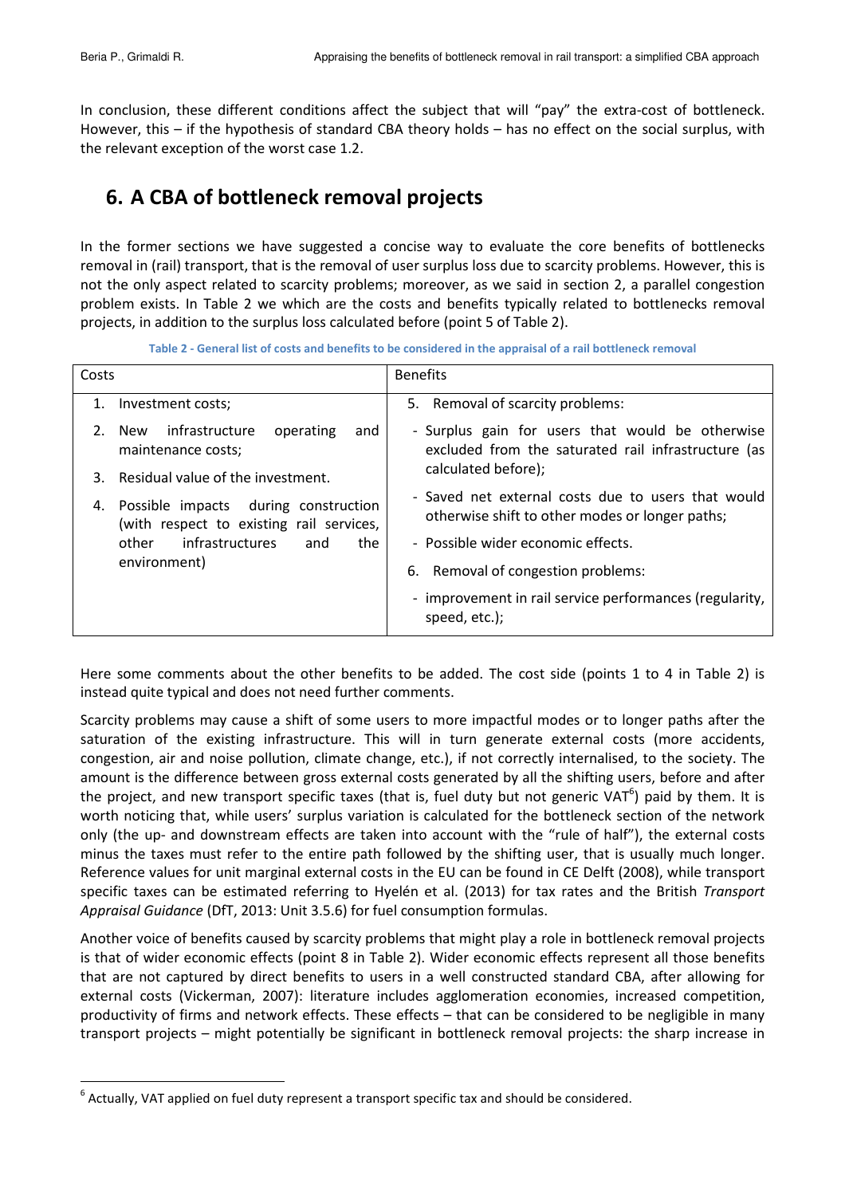In conclusion, these different conditions affect the subject that will "pay" the extra-cost of bottleneck. However, this – if the hypothesis of standard CBA theory holds – has no effect on the social surplus, with the relevant exception of the worst case 1.2.

## 6. A CBA of bottleneck removal projects

In the former sections we have suggested a concise way to evaluate the core benefits of bottlenecks removal in (rail) transport, that is the removal of user surplus loss due to scarcity problems. However, this is not the only aspect related to scarcity problems; moreover, as we said in section 2, a parallel congestion problem exists. In Table 2 we which are the costs and benefits typically related to bottlenecks removal projects, in addition to the surplus loss calculated before (point 5 of Table 2).

**Table 2 - General list of costs and benefits to be considered in the appraisal of a rail bottleneck removal**

| Costs | Benefits |
|---|---|
| 1. Investment costs;<br>2. New infrastructure operating and maintenance costs;<br>3. Residual value of the investment.<br>4. Possible impacts during construction (with respect to existing rail services, other infrastructures and the environment) | 5. Removal of scarcity problems:<br>- Surplus gain for users that would be otherwise excluded from the saturated rail infrastructure (as calculated before);<br>- Saved net external costs due to users that would otherwise shift to other modes or longer paths;<br>- Possible wider economic effects.<br>6. Removal of congestion problems:<br>- improvement in rail service performances (regularity, speed, etc.); |

Here some comments about the other benefits to be added. The cost side (points 1 to 4 in Table 2) is instead quite typical and does not need further comments.

Scarcity problems may cause a shift of some users to more impactful modes or to longer paths after the saturation of the existing infrastructure. This will in turn generate external costs (more accidents, congestion, air and noise pollution, climate change, etc.), if not correctly internalised, to the society. The amount is the difference between gross external costs generated by all the shifting users, before and after the project, and new transport specific taxes (that is, fuel duty but not generic VAT[6]) paid by them. It is worth noticing that, while users' surplus variation is calculated for the bottleneck section of the network only (the up- and downstream effects are taken into account with the "rule of half"), the external costs minus the taxes must refer to the entire path followed by the shifting user, that is usually much longer. Reference values for unit marginal external costs in the EU can be found in CE Delft (2008), while transport specific taxes can be estimated referring to Hyelén et al. (2013) for tax rates and the British *Transport Appraisal Guidance* (DfT, 2013: Unit 3.5.6) for fuel consumption formulas.

Another voice of benefits caused by scarcity problems that might play a role in bottleneck removal projects is that of wider economic effects (point 8 in Table 2). Wider economic effects represent all those benefits that are not captured by direct benefits to users in a well constructed standard CBA, after allowing for external costs (Vickerman, 2007): literature includes agglomeration economies, increased competition, productivity of firms and network effects. These effects – that can be considered to be negligible in many transport projects – might potentially be significant in bottleneck removal projects: the sharp increase in

[6] Actually, VAT applied on fuel duty represent a transport specific tax and should be considered.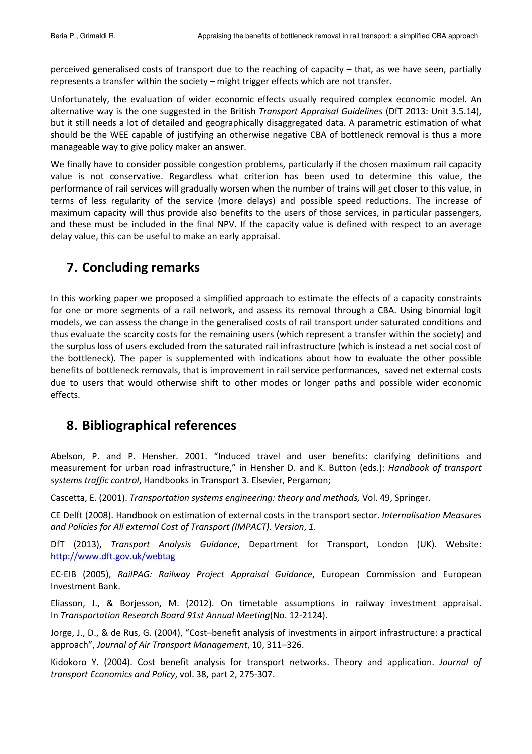perceived generalised costs of transport due to the reaching of capacity – that, as we have seen, partially represents a transfer within the society – might trigger effects which are not transfer.

Unfortunately, the evaluation of wider economic effects usually required complex economic model. An alternative way is the one suggested in the British *Transport Appraisal Guidelines* (DfT 2013: Unit 3.5.14), but it still needs a lot of detailed and geographically disaggregated data. A parametric estimation of what should be the WEE capable of justifying an otherwise negative CBA of bottleneck removal is thus a more manageable way to give policy maker an answer.

We finally have to consider possible congestion problems, particularly if the chosen maximum rail capacity value is not conservative. Regardless what criterion has been used to determine this value, the performance of rail services will gradually worsen when the number of trains will get closer to this value, in terms of less regularity of the service (more delays) and possible speed reductions. The increase of maximum capacity will thus provide also benefits to the users of those services, in particular passengers, and these must be included in the final NPV. If the capacity value is defined with respect to an average delay value, this can be useful to make an early appraisal.

## 7. Concluding remarks

In this working paper we proposed a simplified approach to estimate the effects of a capacity constraints for one or more segments of a rail network, and assess its removal through a CBA. Using binomial logit models, we can assess the change in the generalised costs of rail transport under saturated conditions and thus evaluate the scarcity costs for the remaining users (which represent a transfer within the society) and the surplus loss of users excluded from the saturated rail infrastructure (which is instead a net social cost of the bottleneck). The paper is supplemented with indications about how to evaluate the other possible benefits of bottleneck removals, that is improvement in rail service performances, saved net external costs due to users that would otherwise shift to other modes or longer paths and possible wider economic effects.

## 8. Bibliographical references

Abelson, P. and P. Hensher. 2001. "Induced travel and user benefits: clarifying definitions and measurement for urban road infrastructure," in Hensher D. and K. Button (eds.): *Handbook of transport systems traffic control*, Handbooks in Transport 3. Elsevier, Pergamon;

Cascetta, E. (2001). *Transportation systems engineering: theory and methods,* Vol. 49, Springer.

CE Delft (2008). Handbook on estimation of external costs in the transport sector. *Internalisation Measures and Policies for All external Cost of Transport (IMPACT). Version*, *1*.

DfT (2013), *Transport Analysis Guidance*, Department for Transport, London (UK). Website: http://www.dft.gov.uk/webtag

EC-EIB (2005), *RailPAG: Railway Project Appraisal Guidance*, European Commission and European Investment Bank.

Eliasson, J., & Borjesson, M. (2012). On timetable assumptions in railway investment appraisal. In *Transportation Research Board 91st Annual Meeting*(No. 12-2124).

Jorge, J., D., & de Rus, G. (2004), "Cost–benefit analysis of investments in airport infrastructure: a practical approach", *Journal of Air Transport Management*, 10, 311–326.

Kidokoro Y. (2004). Cost benefit analysis for transport networks. Theory and application. *Journal of transport Economics and Policy*, vol. 38, part 2, 275-307.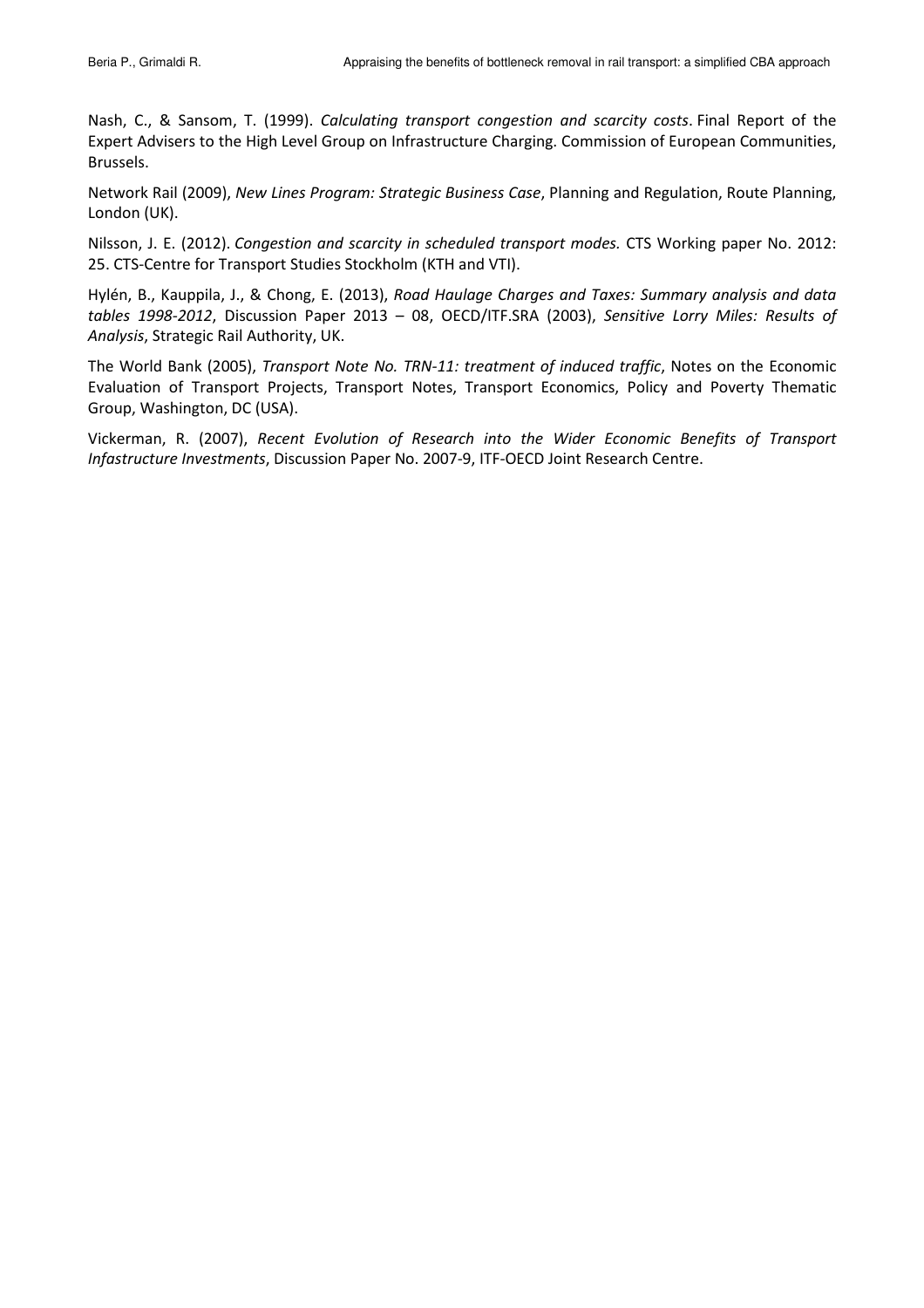Nash, C., & Sansom, T. (1999). *Calculating transport congestion and scarcity costs*. Final Report of the Expert Advisers to the High Level Group on Infrastructure Charging. Commission of European Communities, Brussels.

Network Rail (2009), *New Lines Program: Strategic Business Case*, Planning and Regulation, Route Planning, London (UK).

Nilsson, J. E. (2012). *Congestion and scarcity in scheduled transport modes.* CTS Working paper No. 2012: 25. CTS-Centre for Transport Studies Stockholm (KTH and VTI).

Hylén, B., Kauppila, J., & Chong, E. (2013), *Road Haulage Charges and Taxes: Summary analysis and data tables 1998-2012*, Discussion Paper 2013 – 08, OECD/ITF.SRA (2003), *Sensitive Lorry Miles: Results of Analysis*, Strategic Rail Authority, UK.

The World Bank (2005), *Transport Note No. TRN-11: treatment of induced traffic*, Notes on the Economic Evaluation of Transport Projects, Transport Notes, Transport Economics, Policy and Poverty Thematic Group, Washington, DC (USA).

Vickerman, R. (2007), *Recent Evolution of Research into the Wider Economic Benefits of Transport Infastructure Investments*, Discussion Paper No. 2007-9, ITF-OECD Joint Research Centre.